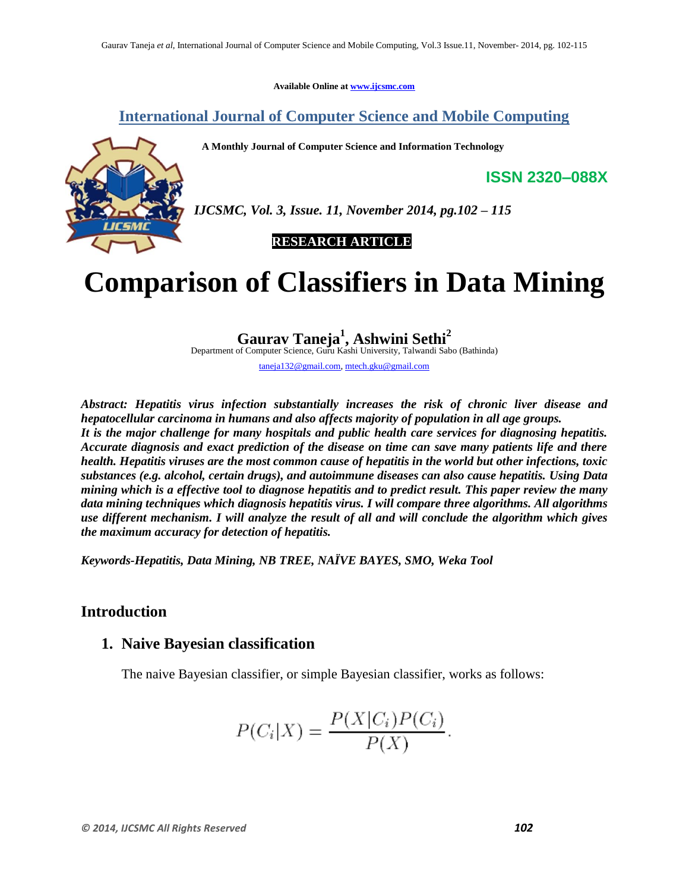Available Online at www.ijcsmc.com

## International Journal of Computer Science and Mobile Computing

**A Monthly Journal of Computer Science and Information Technology**

**ISSN 2320–088X**

*IJCSMC, Vol. 3, Issue. 11, November 2014, pg.102 – 115*

**RESEARCH ARTICLE**

# Comparison of Classifiers in Data Mining

**Gaurav Taneja[1], Ashwini Sethi[2]**

Department of Computer Science, Guru Kashi University, Talwandi Sabo (Bathinda)

taneja132@gmail.com, mtech.gku@gmail.com

***Abstract:** Hepatitis virus infection substantially increases the risk of chronic liver disease and hepatocellular carcinoma in humans and also affects majority of population in all age groups.*
*It is the major challenge for many hospitals and public health care services for diagnosing hepatitis. Accurate diagnosis and exact prediction of the disease on time can save many patients life and there health. Hepatitis viruses are the most common cause of hepatitis in the world but other infections, toxic substances (e.g. alcohol, certain drugs), and autoimmune diseases can also cause hepatitis. Using Data mining which is a effective tool to diagnose hepatitis and to predict result. This paper review the many data mining techniques which diagnosis hepatitis virus. I will compare three algorithms. All algorithms use different mechanism. I will analyze the result of all and will conclude the algorithm which gives the maximum accuracy for detection of hepatitis.*

***Keywords-Hepatitis, Data Mining, NB TREE, NAÏVE BAYES, SMO, Weka Tool***

## Introduction

### 1. Naive Bayesian classification

The naive Bayesian classifier, or simple Bayesian classifier, works as follows:

$$P(C_i|X) = \frac{P(X|C_i)P(C_i)}{P(X)}.$$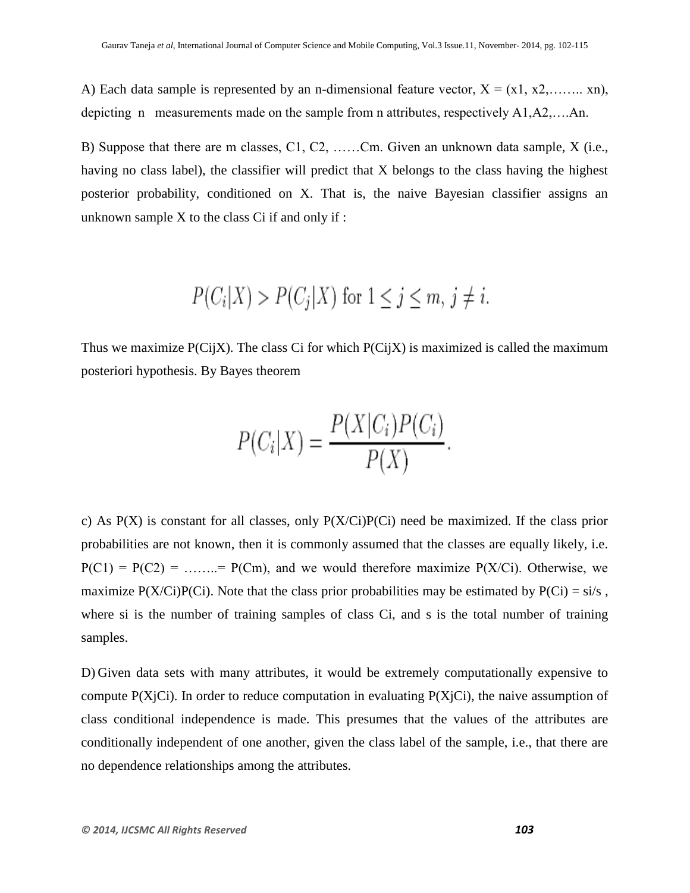A) Each data sample is represented by an n-dimensional feature vector, $X = (x1, x2, \ldots xn)$, depicting n measurements made on the sample from n attributes, respectively $A1, A2, \ldots An$.

B) Suppose that there are m classes, $C1, C2, \ldots Cm$. Given an unknown data sample, X (i.e., having no class label), the classifier will predict that X belongs to the class having the highest posterior probability, conditioned on X. That is, the naive Bayesian classifier assigns an unknown sample X to the class Ci if and only if :

$$P(C_i|X) > P(C_j|X) \text{ for } 1 \leq j \leq m,\ j \neq i.$$

Thus we maximize P(CijX). The class Ci for which P(CijX) is maximized is called the maximum posteriori hypothesis. By Bayes theorem

$$P(C_i|X) = \frac{P(X|C_i)P(C_i)}{P(X)}.$$

c) As P(X) is constant for all classes, only P(X/Ci)P(Ci) need be maximized. If the class prior probabilities are not known, then it is commonly assumed that the classes are equally likely, i.e. $P(C1) = P(C2) = \ldots = P(Cm)$, and we would therefore maximize P(X/Ci). Otherwise, we maximize P(X/Ci)P(Ci). Note that the class prior probabilities may be estimated by $P(Ci) = si/s$, where si is the number of training samples of class Ci, and s is the total number of training samples.

D) Given data sets with many attributes, it would be extremely computationally expensive to compute P(XjCi). In order to reduce computation in evaluating P(XjCi), the naive assumption of class conditional independence is made. This presumes that the values of the attributes are conditionally independent of one another, given the class label of the sample, i.e., that there are no dependence relationships among the attributes.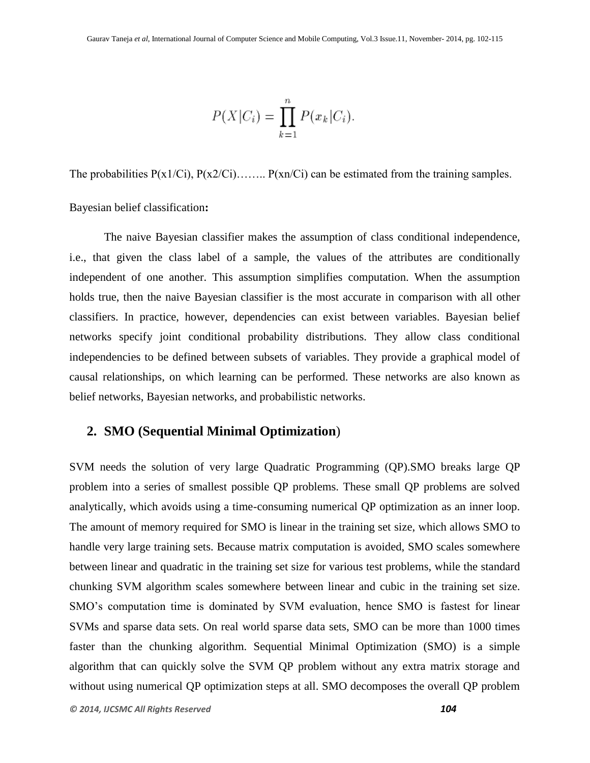$$P(X|C_i) = \prod_{k=1}^{n} P(x_k|C_i).$$

The probabilities $P(x1/Ci)$, $P(x2/Ci)$…….. $P(xn/Ci)$ can be estimated from the training samples.

Bayesian belief classification**:**

The naive Bayesian classifier makes the assumption of class conditional independence, i.e., that given the class label of a sample, the values of the attributes are conditionally independent of one another. This assumption simplifies computation. When the assumption holds true, then the naive Bayesian classifier is the most accurate in comparison with all other classifiers. In practice, however, dependencies can exist between variables. Bayesian belief networks specify joint conditional probability distributions. They allow class conditional independencies to be defined between subsets of variables. They provide a graphical model of causal relationships, on which learning can be performed. These networks are also known as belief networks, Bayesian networks, and probabilistic networks.

## 2. SMO (Sequential Minimal Optimization)

SVM needs the solution of very large Quadratic Programming (QP).SMO breaks large QP problem into a series of smallest possible QP problems. These small QP problems are solved analytically, which avoids using a time-consuming numerical QP optimization as an inner loop. The amount of memory required for SMO is linear in the training set size, which allows SMO to handle very large training sets. Because matrix computation is avoided, SMO scales somewhere between linear and quadratic in the training set size for various test problems, while the standard chunking SVM algorithm scales somewhere between linear and cubic in the training set size. SMO's computation time is dominated by SVM evaluation, hence SMO is fastest for linear SVMs and sparse data sets. On real world sparse data sets, SMO can be more than 1000 times faster than the chunking algorithm. Sequential Minimal Optimization (SMO) is a simple algorithm that can quickly solve the SVM QP problem without any extra matrix storage and without using numerical QP optimization steps at all. SMO decomposes the overall QP problem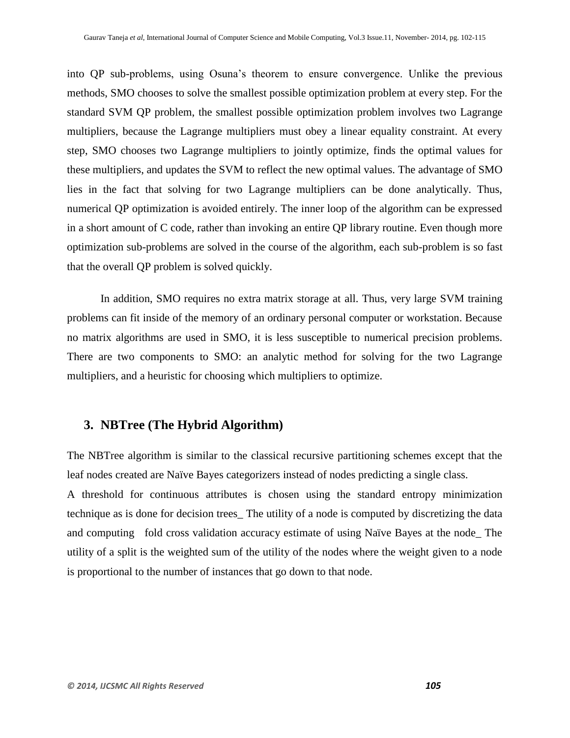into QP sub-problems, using Osuna's theorem to ensure convergence. Unlike the previous methods, SMO chooses to solve the smallest possible optimization problem at every step. For the standard SVM QP problem, the smallest possible optimization problem involves two Lagrange multipliers, because the Lagrange multipliers must obey a linear equality constraint. At every step, SMO chooses two Lagrange multipliers to jointly optimize, finds the optimal values for these multipliers, and updates the SVM to reflect the new optimal values. The advantage of SMO lies in the fact that solving for two Lagrange multipliers can be done analytically. Thus, numerical QP optimization is avoided entirely. The inner loop of the algorithm can be expressed in a short amount of C code, rather than invoking an entire QP library routine. Even though more optimization sub-problems are solved in the course of the algorithm, each sub-problem is so fast that the overall QP problem is solved quickly.

In addition, SMO requires no extra matrix storage at all. Thus, very large SVM training problems can fit inside of the memory of an ordinary personal computer or workstation. Because no matrix algorithms are used in SMO, it is less susceptible to numerical precision problems. There are two components to SMO: an analytic method for solving for the two Lagrange multipliers, and a heuristic for choosing which multipliers to optimize.

## 3. NBTree (The Hybrid Algorithm)

The NBTree algorithm is similar to the classical recursive partitioning schemes except that the leaf nodes created are Naïve Bayes categorizers instead of nodes predicting a single class.

A threshold for continuous attributes is chosen using the standard entropy minimization technique as is done for decision trees_ The utility of a node is computed by discretizing the data and computing fold cross validation accuracy estimate of using Naïve Bayes at the node_ The utility of a split is the weighted sum of the utility of the nodes where the weight given to a node is proportional to the number of instances that go down to that node.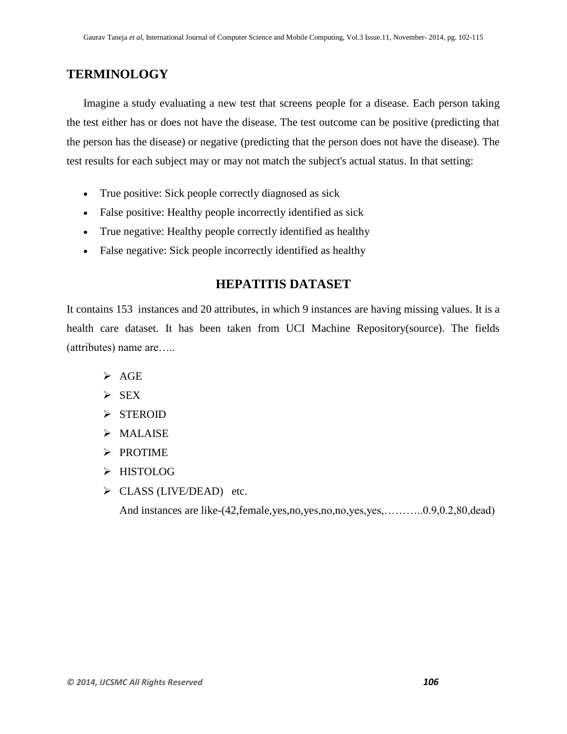## TERMINOLOGY

Imagine a study evaluating a new test that screens people for a disease. Each person taking the test either has or does not have the disease. The test outcome can be positive (predicting that the person has the disease) or negative (predicting that the person does not have the disease). The test results for each subject may or may not match the subject's actual status. In that setting:

- True positive: Sick people correctly diagnosed as sick
- False positive: Healthy people incorrectly identified as sick
- True negative: Healthy people correctly identified as healthy
- False negative: Sick people incorrectly identified as healthy

## HEPATITIS DATASET

It contains 153 instances and 20 attributes, in which 9 instances are having missing values. It is a health care dataset. It has been taken from UCI Machine Repository(source). The fields (attributes) name are…..

- AGE
- SEX
- STEROID
- MALAISE
- PROTIME
- HISTOLOG
- CLASS (LIVE/DEAD) etc.

  And instances are like-(42,female,yes,no,yes,no,no,yes,yes,………..0.9,0.2,80,dead)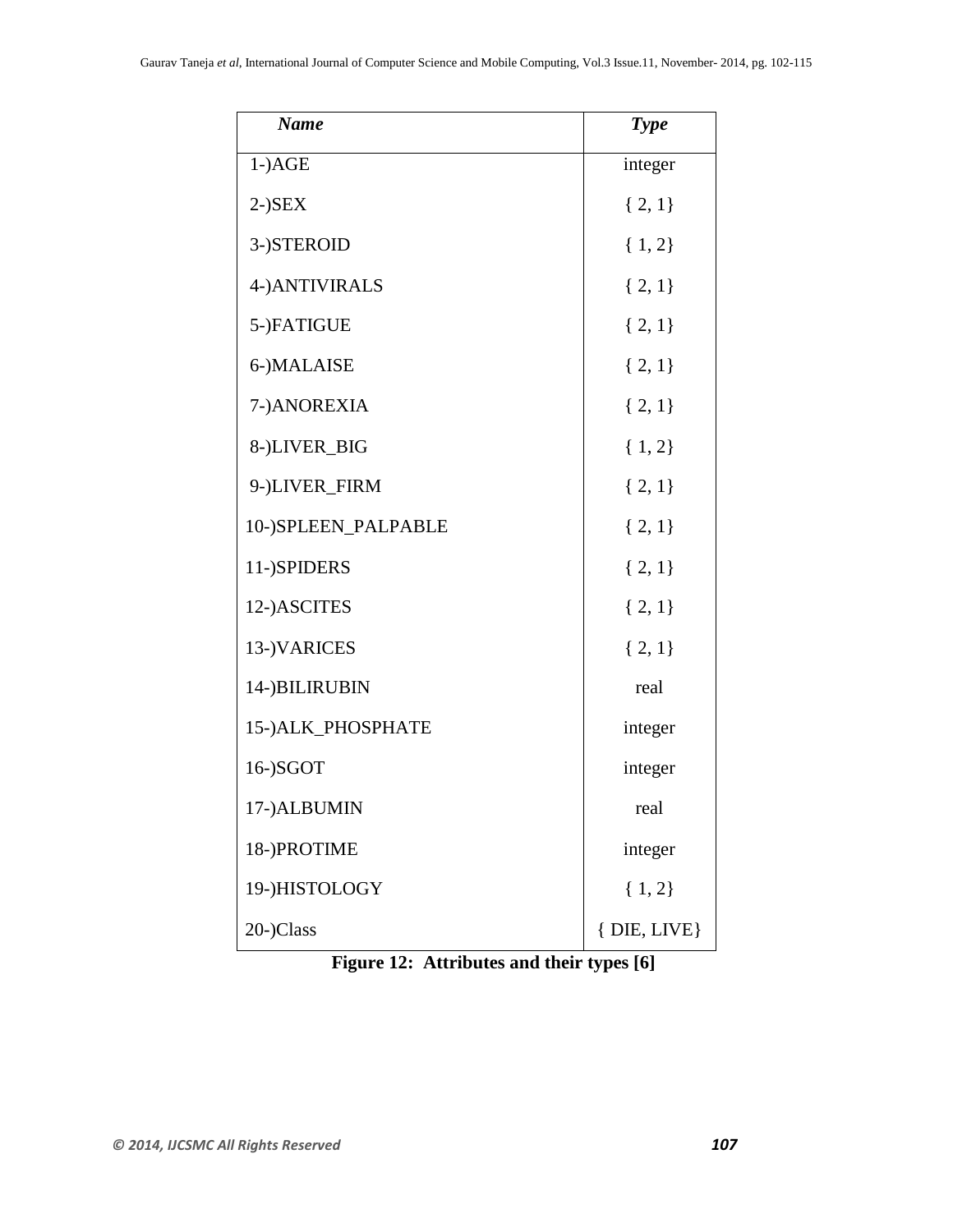| ***Name*** | ***Type*** |
|---|---|
| 1-)AGE | integer |
| 2-)SEX | { 2, 1} |
| 3-)STEROID | { 1, 2} |
| 4-)ANTIVIRALS | { 2, 1} |
| 5-)FATIGUE | { 2, 1} |
| 6-)MALAISE | { 2, 1} |
| 7-)ANOREXIA | { 2, 1} |
| 8-)LIVER_BIG | { 1, 2} |
| 9-)LIVER_FIRM | { 2, 1} |
| 10-)SPLEEN_PALPABLE | { 2, 1} |
| 11-)SPIDERS | { 2, 1} |
| 12-)ASCITES | { 2, 1} |
| 13-)VARICES | { 2, 1} |
| 14-)BILIRUBIN | real |
| 15-)ALK_PHOSPHATE | integer |
| 16-)SGOT | integer |
| 17-)ALBUMIN | real |
| 18-)PROTIME | integer |
| 19-)HISTOLOGY | { 1, 2} |
| 20-)Class | { DIE, LIVE} |

**Figure 12: Attributes and their types [6]**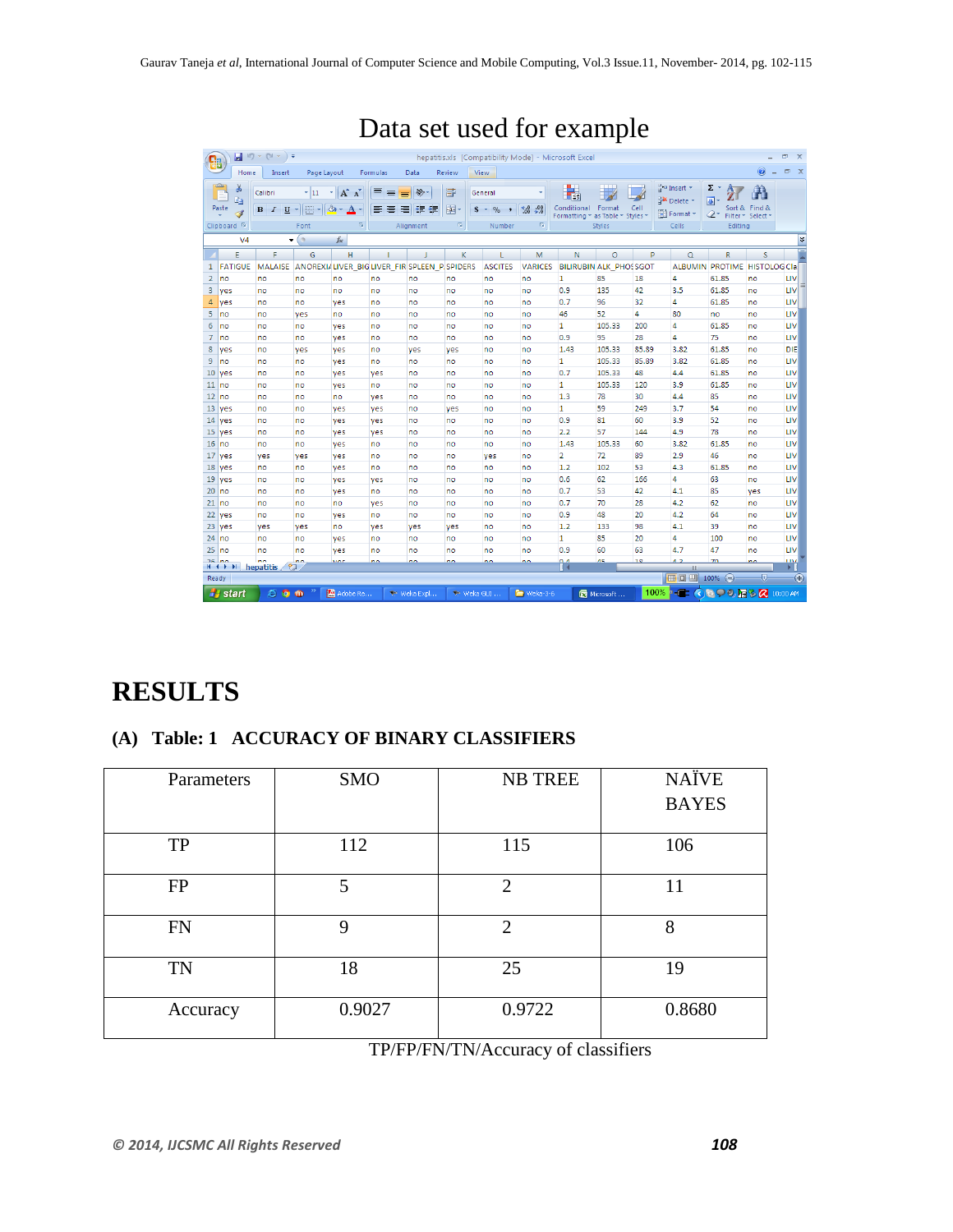Data set used for example

# RESULTS

## (A) Table: 1 ACCURACY OF BINARY CLASSIFIERS

| Parameters | SMO | NB TREE | NAÏVE BAYES |
|---|---|---|---|
| TP | 112 | 115 | 106 |
| FP | 5 | 2 | 11 |
| FN | 9 | 2 | 8 |
| TN | 18 | 25 | 19 |
| Accuracy | 0.9027 | 0.9722 | 0.8680 |

TP/FP/FN/TN/Accuracy of classifiers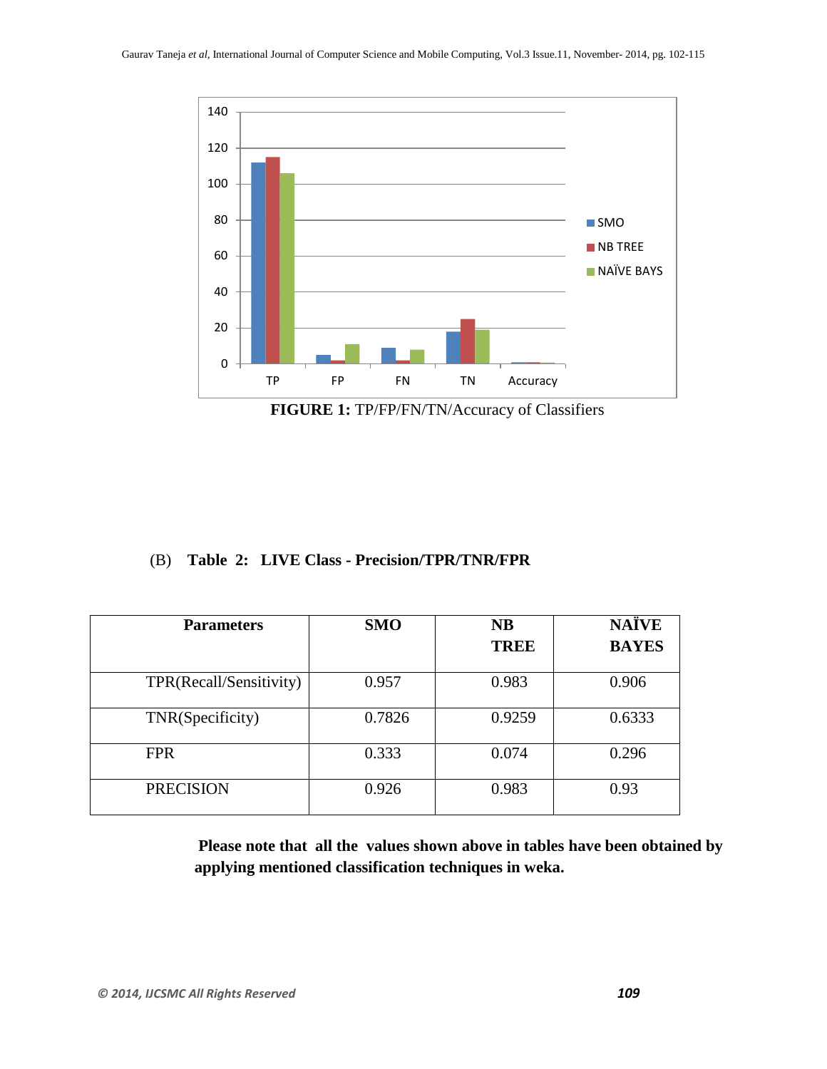FIGURE 1: TP/FP/FN/TN/Accuracy of Classifiers

(B) **Table 2: LIVE Class - Precision/TPR/TNR/FPR**

| Parameters | SMO | NB TREE | NAÏVE BAYES |
|---|---|---|---|
| TPR(Recall/Sensitivity) | 0.957 | 0.983 | 0.906 |
| TNR(Specificity) | 0.7826 | 0.9259 | 0.6333 |
| FPR | 0.333 | 0.074 | 0.296 |
| PRECISION | 0.926 | 0.983 | 0.93 |

**Please note that all the values shown above in tables have been obtained by applying mentioned classification techniques in weka.**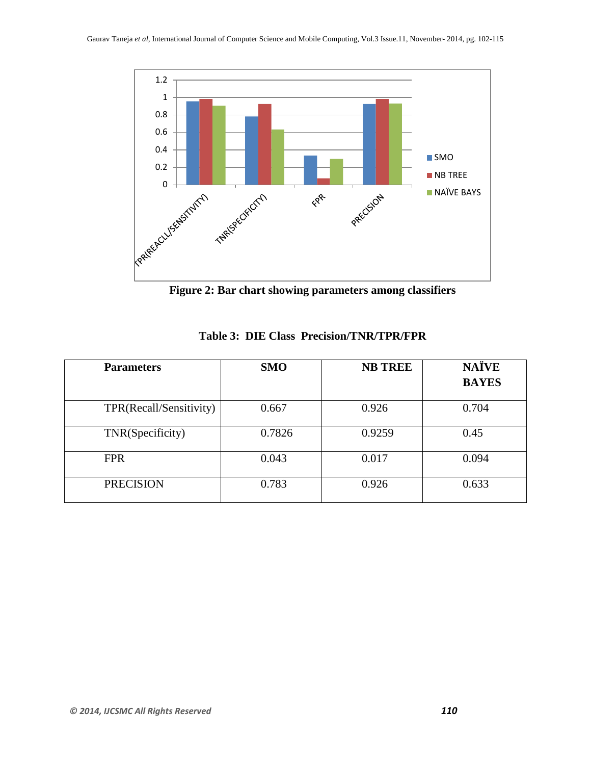**Figure 2: Bar chart showing parameters among classifiers**

**Table 3: DIE Class Precision/TNR/TPR/FPR**

| **Parameters** | **SMO** | **NB TREE** | **NAÏVE BAYES** |
|---|---|---|---|
| TPR(Recall/Sensitivity) | 0.667 | 0.926 | 0.704 |
| TNR(Specificity) | 0.7826 | 0.9259 | 0.45 |
| FPR | 0.043 | 0.017 | 0.094 |
| PRECISION | 0.783 | 0.926 | 0.633 |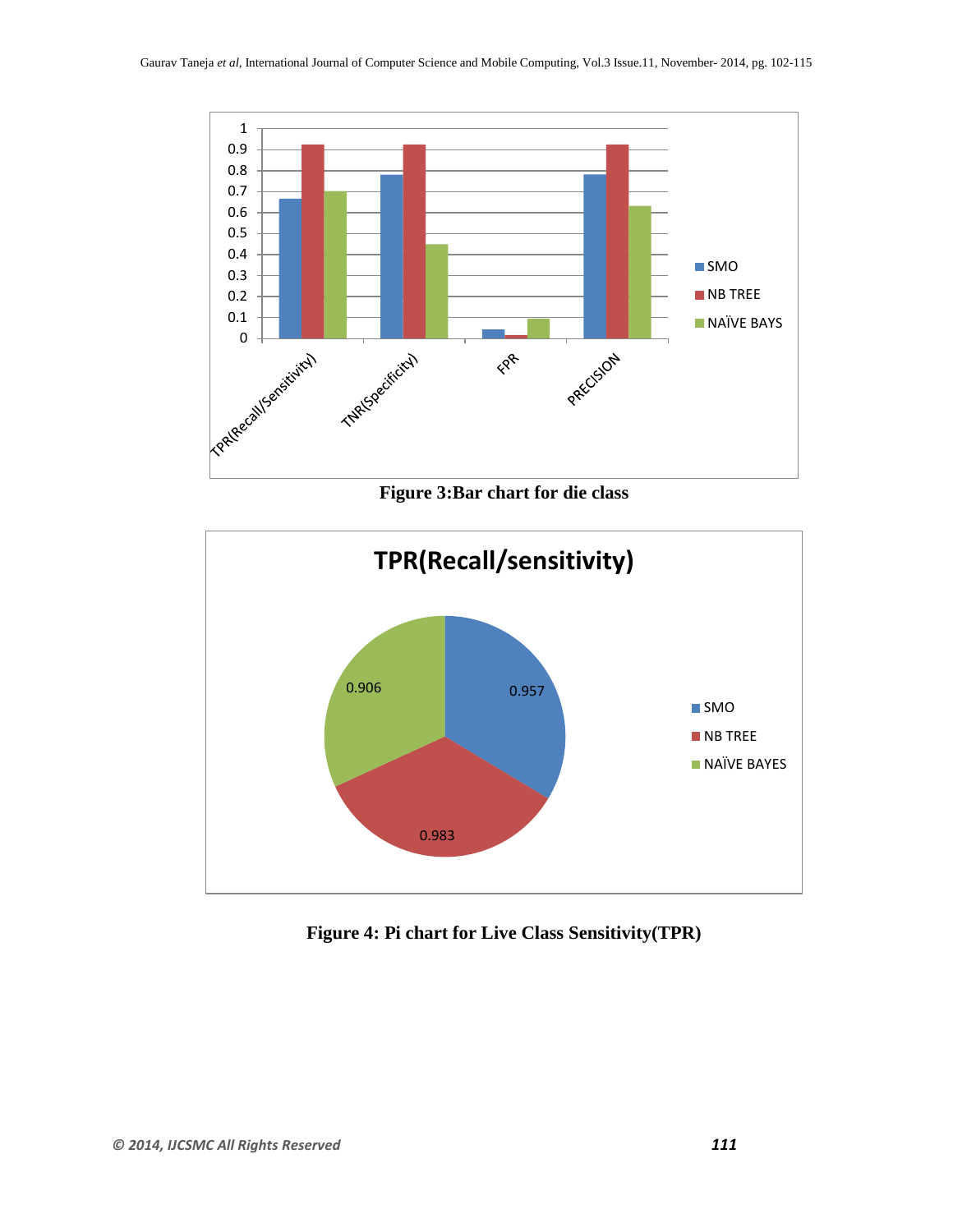Figure 3:Bar chart for die class

Figure 4: Pi chart for Live Class Sensitivity(TPR)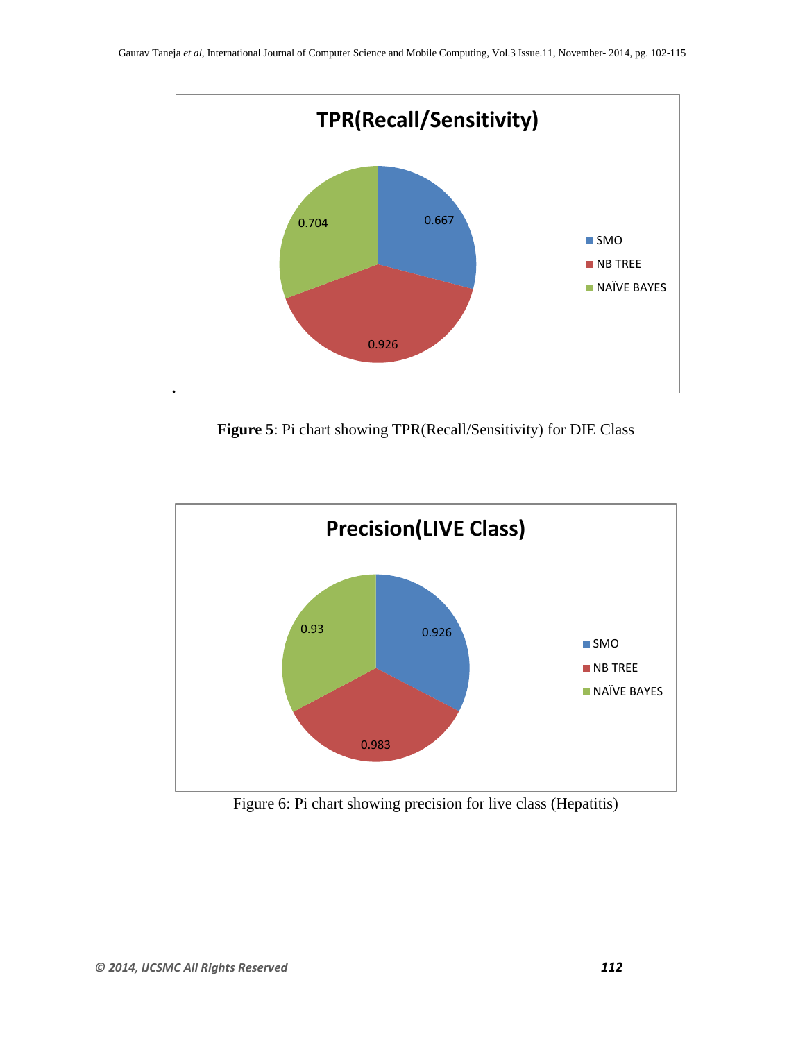**Figure 5**: Pi chart showing TPR(Recall/Sensitivity) for DIE Class

Figure 6: Pi chart showing precision for live class (Hepatitis)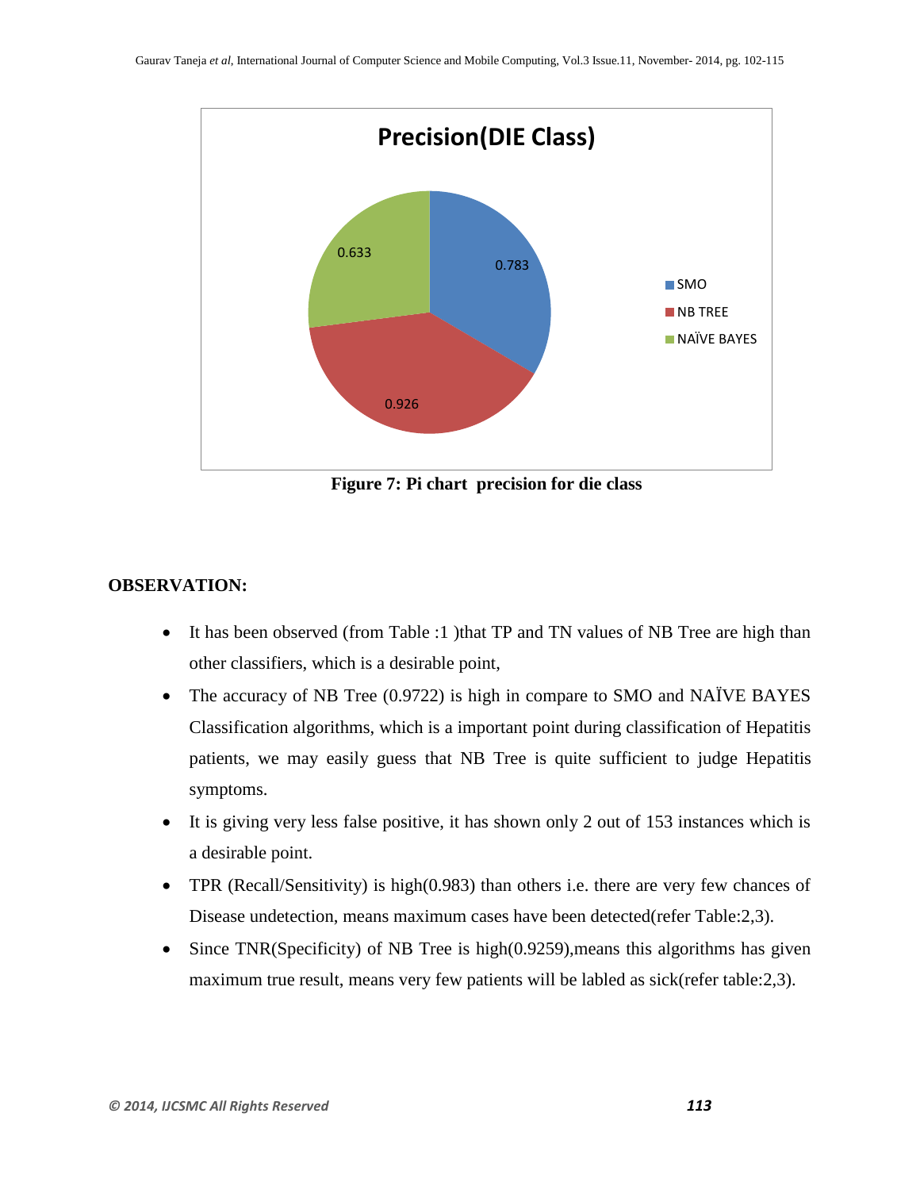**Figure 7: Pi chart precision for die class**

**OBSERVATION:**

- It has been observed (from Table :1 )that TP and TN values of NB Tree are high than other classifiers, which is a desirable point,
- The accuracy of NB Tree (0.9722) is high in compare to SMO and NAÏVE BAYES Classification algorithms, which is a important point during classification of Hepatitis patients, we may easily guess that NB Tree is quite sufficient to judge Hepatitis symptoms.
- It is giving very less false positive, it has shown only 2 out of 153 instances which is a desirable point.
- TPR (Recall/Sensitivity) is high(0.983) than others i.e. there are very few chances of Disease undetection, means maximum cases have been detected(refer Table:2,3).
- Since TNR(Specificity) of NB Tree is high(0.9259),means this algorithms has given maximum true result, means very few patients will be labled as sick(refer table:2,3).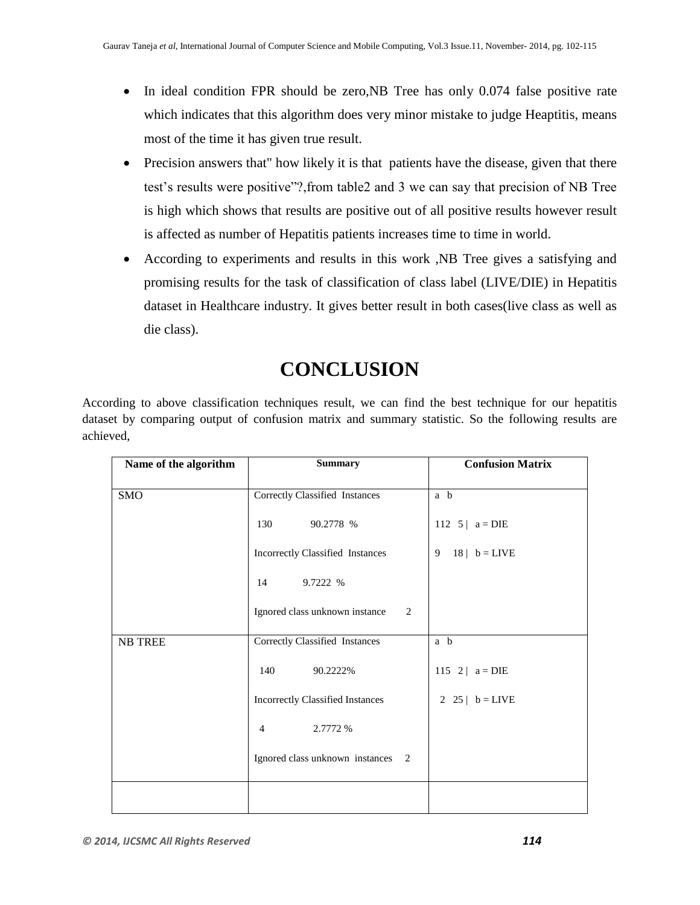- In ideal condition FPR should be zero,NB Tree has only 0.074 false positive rate which indicates that this algorithm does very minor mistake to judge Heaptitis, means most of the time it has given true result.
- Precision answers that" how likely it is that patients have the disease, given that there test's results were positive"?,from table2 and 3 we can say that precision of NB Tree is high which shows that results are positive out of all positive results however result is affected as number of Hepatitis patients increases time to time in world.
- According to experiments and results in this work ,NB Tree gives a satisfying and promising results for the task of classification of class label (LIVE/DIE) in Hepatitis dataset in Healthcare industry. It gives better result in both cases(live class as well as die class).

# CONCLUSION

According to above classification techniques result, we can find the best technique for our hepatitis dataset by comparing output of confusion matrix and summary statistic. So the following results are achieved,

| Name of the algorithm | Summary | Confusion Matrix |
|---|---|---|
| SMO | Correctly Classified Instances<br>130 90.2778 %<br>Incorrectly Classified Instances<br>14 9.7222 %<br>Ignored class unknown instance 2 | a b<br>112 5 \| a = DIE<br>9 18 \| b = LIVE |
| NB TREE | Correctly Classified Instances<br>140 90.2222%<br>Incorrectly Classified Instances<br>4 2.7772 %<br>Ignored class unknown instances 2 | a b<br>115 2 \| a = DIE<br>2 25 \| b = LIVE |
| | | |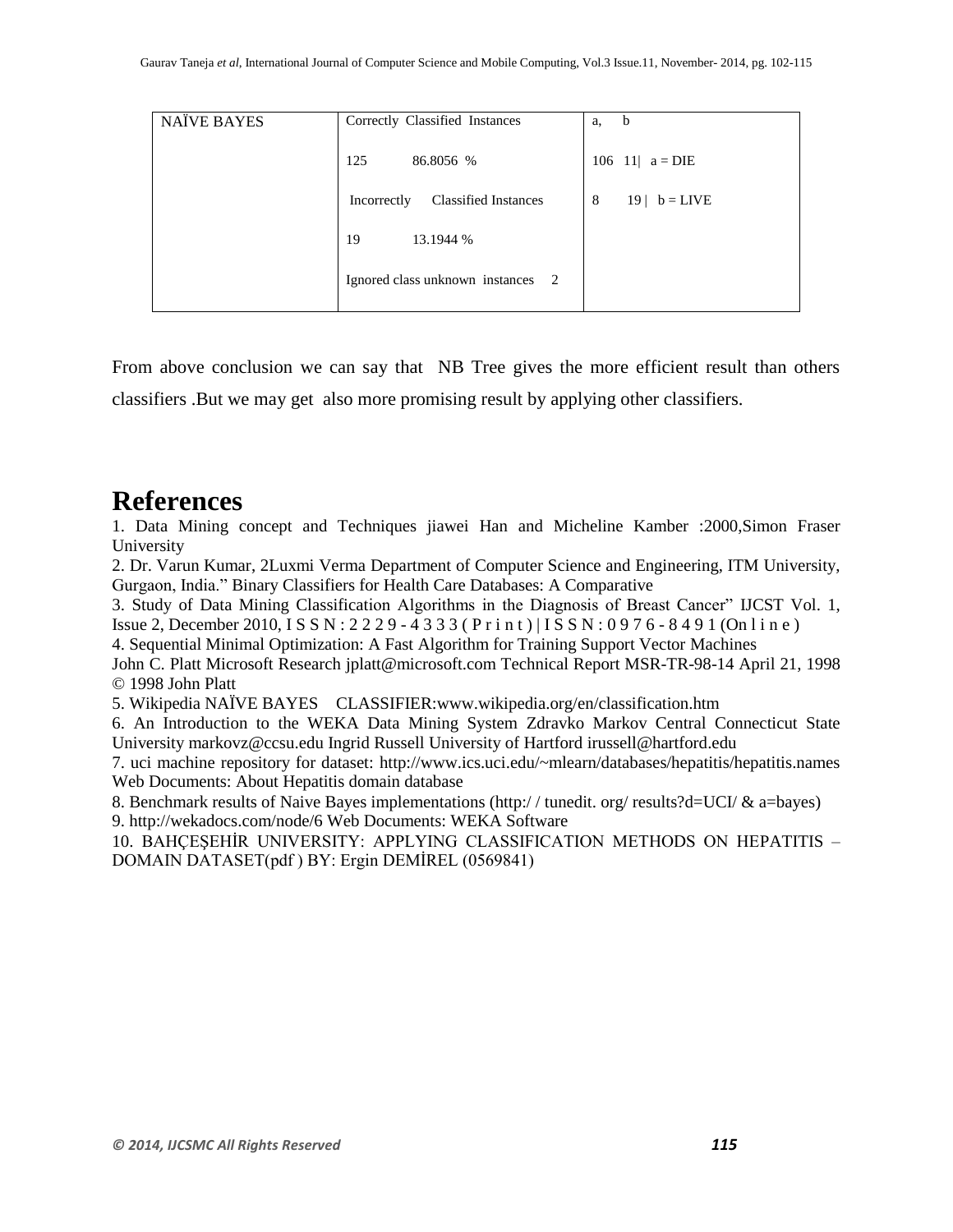| | | |
|---|---|---|
| NAÏVE BAYES | Correctly Classified Instances<br><br>125 86.8056 %<br><br>Incorrectly Classified Instances<br><br>19 13.1944 %<br><br>Ignored class unknown instances 2 | a, b<br><br>106 11\| a = DIE<br><br>8 19 \| b = LIVE |

From above conclusion we can say that NB Tree gives the more efficient result than others classifiers .But we may get also more promising result by applying other classifiers.

# References

1. Data Mining concept and Techniques jiawei Han and Micheline Kamber :2000,Simon Fraser University
2. Dr. Varun Kumar, 2Luxmi Verma Department of Computer Science and Engineering, ITM University, Gurgaon, India." Binary Classifiers for Health Care Databases: A Comparative
3. Study of Data Mining Classification Algorithms in the Diagnosis of Breast Cancer" IJCST Vol. 1, Issue 2, December 2010, I S S N : 2 2 2 9 - 4 3 3 3 ( P r i n t ) | I S S N : 0 9 7 6 - 8 4 9 1 (On l i n e )
4. Sequential Minimal Optimization: A Fast Algorithm for Training Support Vector Machines John C. Platt Microsoft Research jplatt@microsoft.com Technical Report MSR-TR-98-14 April 21, 1998 © 1998 John Platt
5. Wikipedia NAÏVE BAYES CLASSIFIER:www.wikipedia.org/en/classification.htm
6. An Introduction to the WEKA Data Mining System Zdravko Markov Central Connecticut State University markovz@ccsu.edu Ingrid Russell University of Hartford irussell@hartford.edu
7. uci machine repository for dataset: http://www.ics.uci.edu/~mlearn/databases/hepatitis/hepatitis.names Web Documents: About Hepatitis domain database
8. Benchmark results of Naive Bayes implementations (http:/ / tunedit. org/ results?d=UCI/ & a=bayes)
9. http://wekadocs.com/node/6 Web Documents: WEKA Software
10. BAHÇEŞEHİR UNIVERSITY: APPLYING CLASSIFICATION METHODS ON HEPATITIS – DOMAIN DATASET(pdf ) BY: Ergin DEMİREL (0569841)